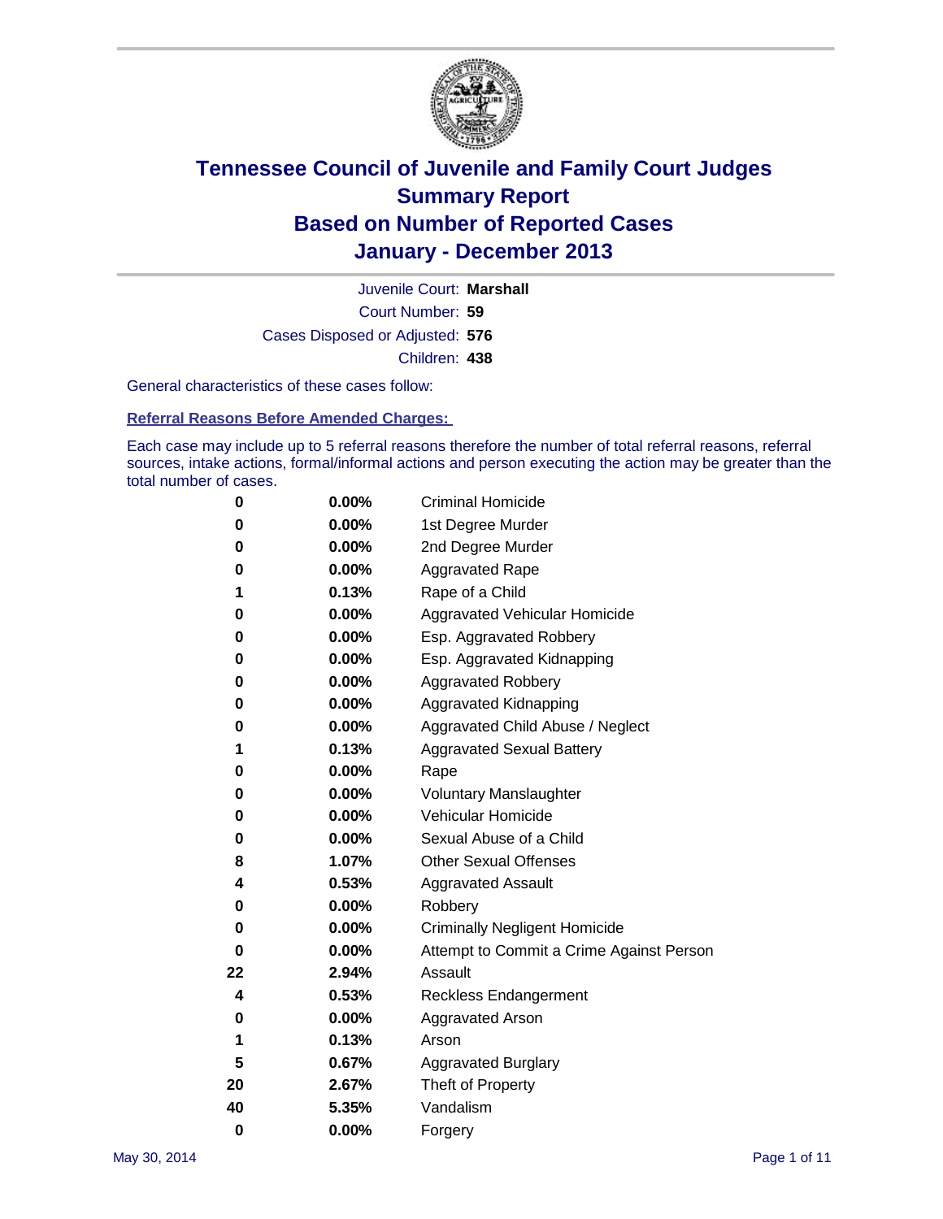# Tennessee Council of Juvenile and Family Court Judges
# Summary Report
# Based on Number of Reported Cases
# January - December 2013

Juvenile Court: **Marshall**

Court Number: **59**

Cases Disposed or Adjusted: **576**

Children: **438**

General characteristics of these cases follow:

**Referral Reasons Before Amended Charges:**

Each case may include up to 5 referral reasons therefore the number of total referral reasons, referral sources, intake actions, formal/informal actions and person executing the action may be greater than the total number of cases.

| Count | Percent | Referral Reason |
|---|---|---|
| 0 | 0.00% | Criminal Homicide |
| 0 | 0.00% | 1st Degree Murder |
| 0 | 0.00% | 2nd Degree Murder |
| 0 | 0.00% | Aggravated Rape |
| 1 | 0.13% | Rape of a Child |
| 0 | 0.00% | Aggravated Vehicular Homicide |
| 0 | 0.00% | Esp. Aggravated Robbery |
| 0 | 0.00% | Esp. Aggravated Kidnapping |
| 0 | 0.00% | Aggravated Robbery |
| 0 | 0.00% | Aggravated Kidnapping |
| 0 | 0.00% | Aggravated Child Abuse / Neglect |
| 1 | 0.13% | Aggravated Sexual Battery |
| 0 | 0.00% | Rape |
| 0 | 0.00% | Voluntary Manslaughter |
| 0 | 0.00% | Vehicular Homicide |
| 0 | 0.00% | Sexual Abuse of a Child |
| 8 | 1.07% | Other Sexual Offenses |
| 4 | 0.53% | Aggravated Assault |
| 0 | 0.00% | Robbery |
| 0 | 0.00% | Criminally Negligent Homicide |
| 0 | 0.00% | Attempt to Commit a Crime Against Person |
| 22 | 2.94% | Assault |
| 4 | 0.53% | Reckless Endangerment |
| 0 | 0.00% | Aggravated Arson |
| 1 | 0.13% | Arson |
| 5 | 0.67% | Aggravated Burglary |
| 20 | 2.67% | Theft of Property |
| 40 | 5.35% | Vandalism |
| 0 | 0.00% | Forgery |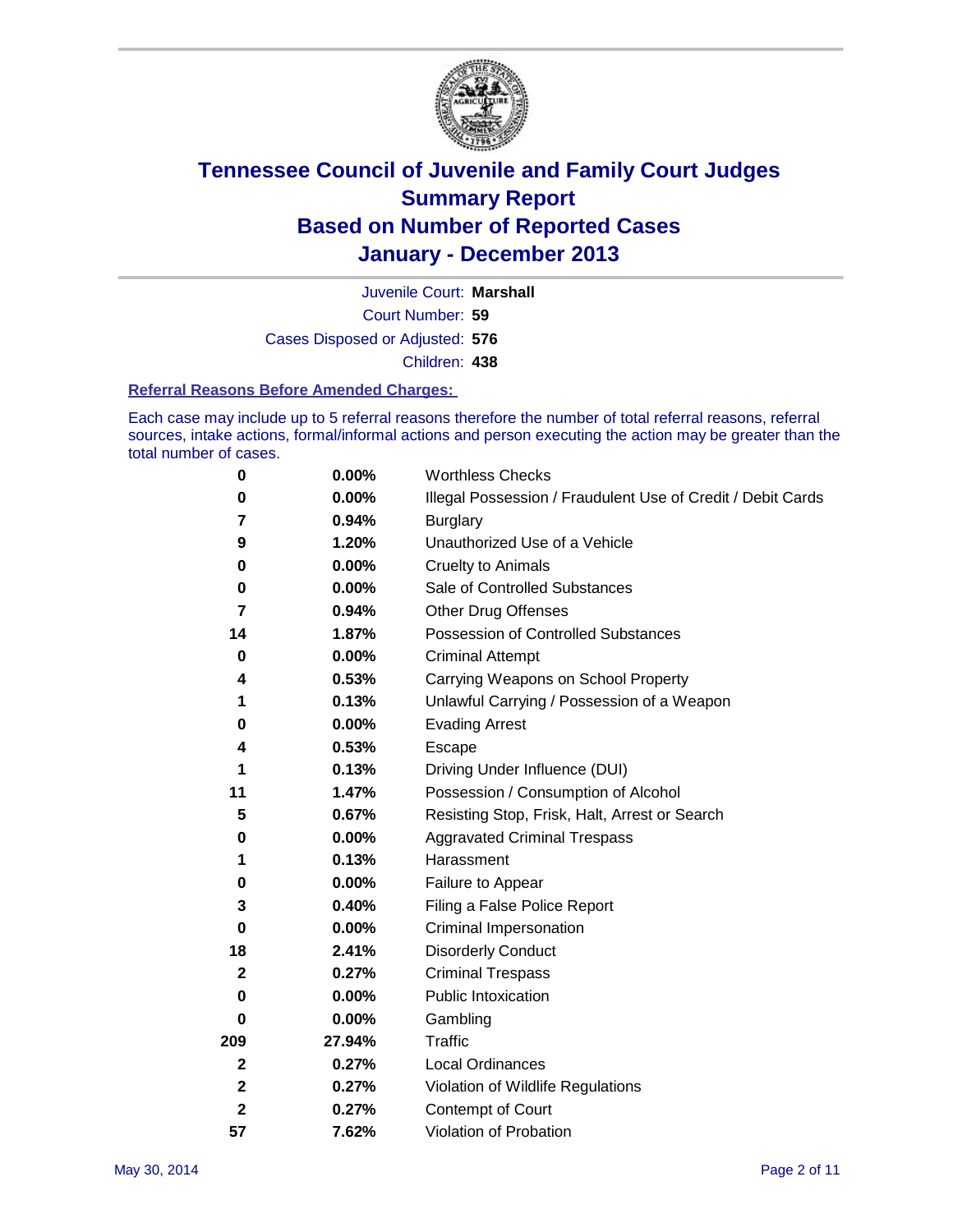# Tennessee Council of Juvenile and Family Court Judges
# Summary Report
# Based on Number of Reported Cases
# January - December 2013

Juvenile Court: **Marshall**
Court Number: **59**
Cases Disposed or Adjusted: **576**
Children: **438**

**Referral Reasons Before Amended Charges:**

Each case may include up to 5 referral reasons therefore the number of total referral reasons, referral sources, intake actions, formal/informal actions and person executing the action may be greater than the total number of cases.

| | | |
|---|---|---|
| 0 | 0.00% | Worthless Checks |
| 0 | 0.00% | Illegal Possession / Fraudulent Use of Credit / Debit Cards |
| 7 | 0.94% | Burglary |
| 9 | 1.20% | Unauthorized Use of a Vehicle |
| 0 | 0.00% | Cruelty to Animals |
| 0 | 0.00% | Sale of Controlled Substances |
| 7 | 0.94% | Other Drug Offenses |
| 14 | 1.87% | Possession of Controlled Substances |
| 0 | 0.00% | Criminal Attempt |
| 4 | 0.53% | Carrying Weapons on School Property |
| 1 | 0.13% | Unlawful Carrying / Possession of a Weapon |
| 0 | 0.00% | Evading Arrest |
| 4 | 0.53% | Escape |
| 1 | 0.13% | Driving Under Influence (DUI) |
| 11 | 1.47% | Possession / Consumption of Alcohol |
| 5 | 0.67% | Resisting Stop, Frisk, Halt, Arrest or Search |
| 0 | 0.00% | Aggravated Criminal Trespass |
| 1 | 0.13% | Harassment |
| 0 | 0.00% | Failure to Appear |
| 3 | 0.40% | Filing a False Police Report |
| 0 | 0.00% | Criminal Impersonation |
| 18 | 2.41% | Disorderly Conduct |
| 2 | 0.27% | Criminal Trespass |
| 0 | 0.00% | Public Intoxication |
| 0 | 0.00% | Gambling |
| 209 | 27.94% | Traffic |
| 2 | 0.27% | Local Ordinances |
| 2 | 0.27% | Violation of Wildlife Regulations |
| 2 | 0.27% | Contempt of Court |
| 57 | 7.62% | Violation of Probation |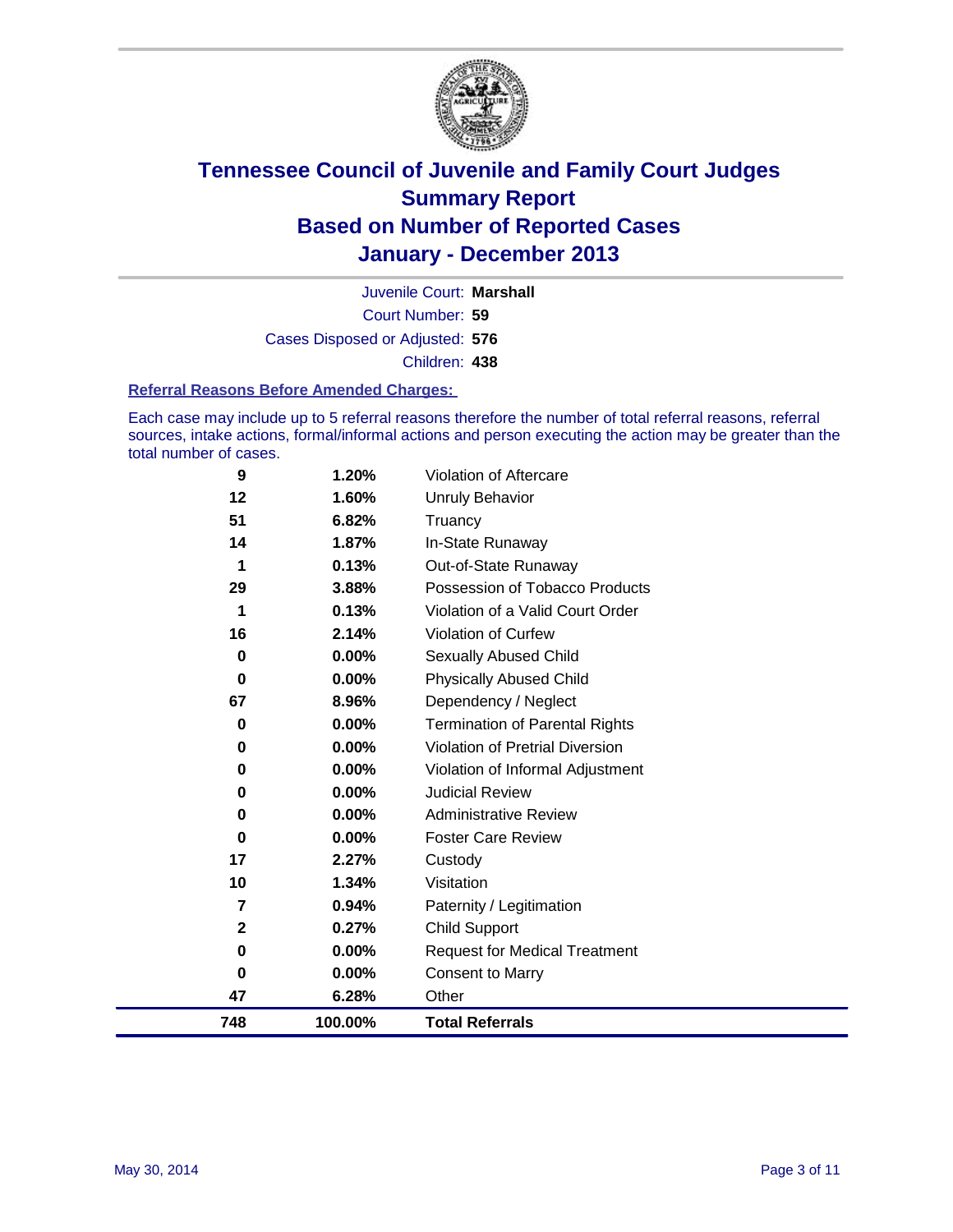# Tennessee Council of Juvenile and Family Court Judges
# Summary Report
# Based on Number of Reported Cases
# January - December 2013

Juvenile Court: **Marshall**

Court Number: **59**

Cases Disposed or Adjusted: **576**

Children: **438**

### Referral Reasons Before Amended Charges:

Each case may include up to 5 referral reasons therefore the number of total referral reasons, referral sources, intake actions, formal/informal actions and person executing the action may be greater than the total number of cases.

| | | |
|---|---|---|
| 9 | 1.20% | Violation of Aftercare |
| 12 | 1.60% | Unruly Behavior |
| 51 | 6.82% | Truancy |
| 14 | 1.87% | In-State Runaway |
| 1 | 0.13% | Out-of-State Runaway |
| 29 | 3.88% | Possession of Tobacco Products |
| 1 | 0.13% | Violation of a Valid Court Order |
| 16 | 2.14% | Violation of Curfew |
| 0 | 0.00% | Sexually Abused Child |
| 0 | 0.00% | Physically Abused Child |
| 67 | 8.96% | Dependency / Neglect |
| 0 | 0.00% | Termination of Parental Rights |
| 0 | 0.00% | Violation of Pretrial Diversion |
| 0 | 0.00% | Violation of Informal Adjustment |
| 0 | 0.00% | Judicial Review |
| 0 | 0.00% | Administrative Review |
| 0 | 0.00% | Foster Care Review |
| 17 | 2.27% | Custody |
| 10 | 1.34% | Visitation |
| 7 | 0.94% | Paternity / Legitimation |
| 2 | 0.27% | Child Support |
| 0 | 0.00% | Request for Medical Treatment |
| 0 | 0.00% | Consent to Marry |
| 47 | 6.28% | Other |
| **748** | **100.00%** | **Total Referrals** |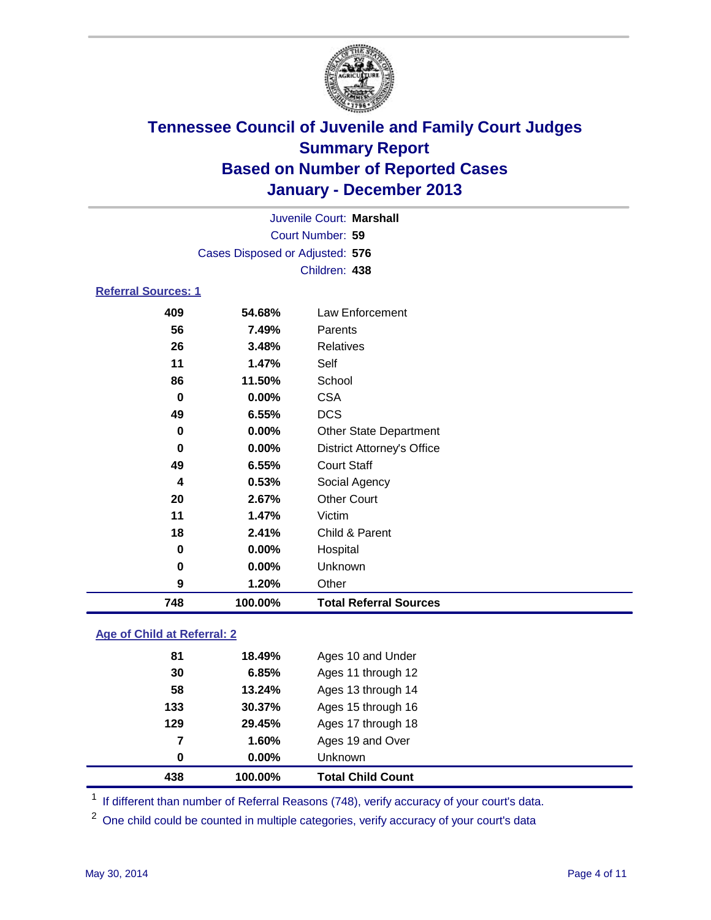# Tennessee Council of Juvenile and Family Court Judges
## Summary Report
## Based on Number of Reported Cases
## January - December 2013

Juvenile Court: **Marshall**
Court Number: **59**
Cases Disposed or Adjusted: **576**
Children: **438**

### Referral Sources: 1

| Count | Percent | Source |
|---|---|---|
| 409 | 54.68% | Law Enforcement |
| 56 | 7.49% | Parents |
| 26 | 3.48% | Relatives |
| 11 | 1.47% | Self |
| 86 | 11.50% | School |
| 0 | 0.00% | CSA |
| 49 | 6.55% | DCS |
| 0 | 0.00% | Other State Department |
| 0 | 0.00% | District Attorney's Office |
| 49 | 6.55% | Court Staff |
| 4 | 0.53% | Social Agency |
| 20 | 2.67% | Other Court |
| 11 | 1.47% | Victim |
| 18 | 2.41% | Child & Parent |
| 0 | 0.00% | Hospital |
| 0 | 0.00% | Unknown |
| 9 | 1.20% | Other |
| **748** | **100.00%** | **Total Referral Sources** |

### Age of Child at Referral: 2

| Count | Percent | Age |
|---|---|---|
| 81 | 18.49% | Ages 10 and Under |
| 30 | 6.85% | Ages 11 through 12 |
| 58 | 13.24% | Ages 13 through 14 |
| 133 | 30.37% | Ages 15 through 16 |
| 129 | 29.45% | Ages 17 through 18 |
| 7 | 1.60% | Ages 19 and Over |
| 0 | 0.00% | Unknown |
| **438** | **100.00%** | **Total Child Count** |

[1] If different than number of Referral Reasons (748), verify accuracy of your court's data.

[2] One child could be counted in multiple categories, verify accuracy of your court's data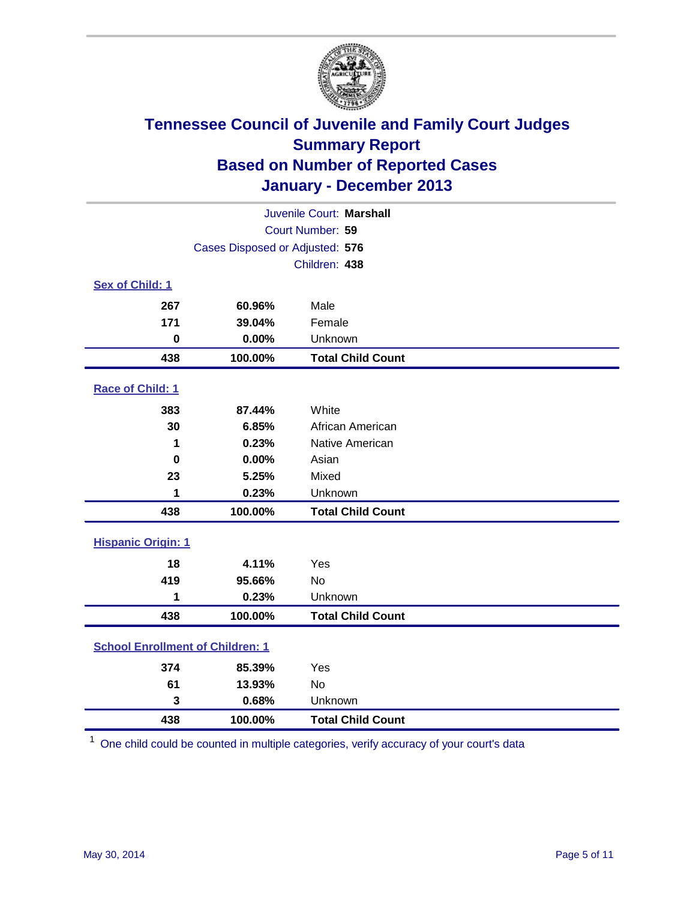# Tennessee Council of Juvenile and Family Court Judges
## Summary Report
## Based on Number of Reported Cases
## January - December 2013

Juvenile Court: **Marshall**
Court Number: **59**
Cases Disposed or Adjusted: **576**
Children: **438**

### Sex of Child: 1

| Count | Percent | Category |
|---|---|---|
| 267 | 60.96% | Male |
| 171 | 39.04% | Female |
| 0 | 0.00% | Unknown |
| **438** | **100.00%** | **Total Child Count** |

### Race of Child: 1

| Count | Percent | Category |
|---|---|---|
| 383 | 87.44% | White |
| 30 | 6.85% | African American |
| 1 | 0.23% | Native American |
| 0 | 0.00% | Asian |
| 23 | 5.25% | Mixed |
| 1 | 0.23% | Unknown |
| **438** | **100.00%** | **Total Child Count** |

### Hispanic Origin: 1

| Count | Percent | Category |
|---|---|---|
| 18 | 4.11% | Yes |
| 419 | 95.66% | No |
| 1 | 0.23% | Unknown |
| **438** | **100.00%** | **Total Child Count** |

### School Enrollment of Children: 1

| Count | Percent | Category |
|---|---|---|
| 374 | 85.39% | Yes |
| 61 | 13.93% | No |
| 3 | 0.68% | Unknown |
| **438** | **100.00%** | **Total Child Count** |

[1] One child could be counted in multiple categories, verify accuracy of your court's data

May 30, 2014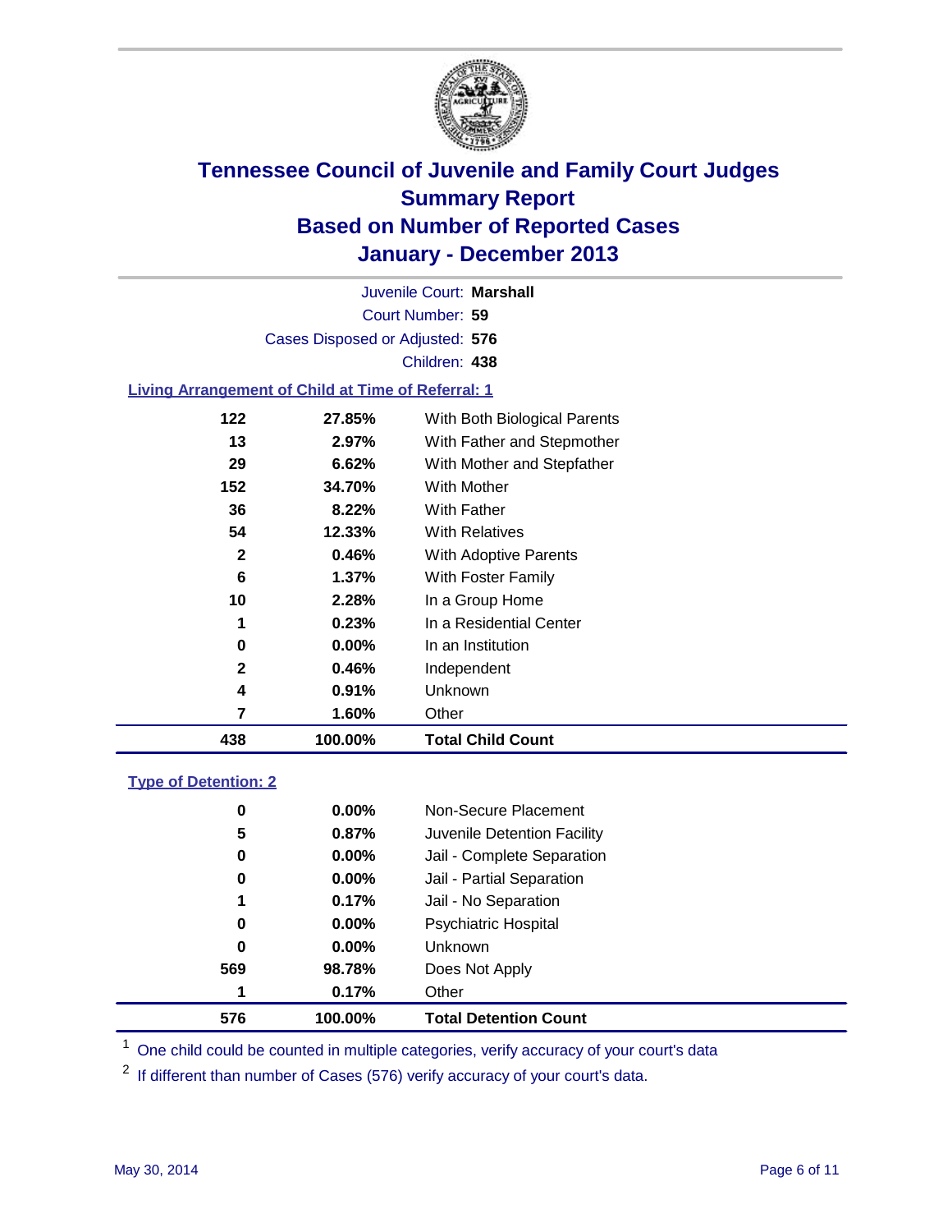# Tennessee Council of Juvenile and Family Court Judges
## Summary Report
## Based on Number of Reported Cases
## January - December 2013

Juvenile Court: **Marshall**
Court Number: **59**
Cases Disposed or Adjusted: **576**
Children: **438**

### Living Arrangement of Child at Time of Referral: 1

| Count | Percent | Living Arrangement |
|---|---|---|
| 122 | 27.85% | With Both Biological Parents |
| 13 | 2.97% | With Father and Stepmother |
| 29 | 6.62% | With Mother and Stepfather |
| 152 | 34.70% | With Mother |
| 36 | 8.22% | With Father |
| 54 | 12.33% | With Relatives |
| 2 | 0.46% | With Adoptive Parents |
| 6 | 1.37% | With Foster Family |
| 10 | 2.28% | In a Group Home |
| 1 | 0.23% | In a Residential Center |
| 0 | 0.00% | In an Institution |
| 2 | 0.46% | Independent |
| 4 | 0.91% | Unknown |
| 7 | 1.60% | Other |
| **438** | **100.00%** | **Total Child Count** |

### Type of Detention: 2

| Count | Percent | Type of Detention |
|---|---|---|
| 0 | 0.00% | Non-Secure Placement |
| 5 | 0.87% | Juvenile Detention Facility |
| 0 | 0.00% | Jail - Complete Separation |
| 0 | 0.00% | Jail - Partial Separation |
| 1 | 0.17% | Jail - No Separation |
| 0 | 0.00% | Psychiatric Hospital |
| 0 | 0.00% | Unknown |
| 569 | 98.78% | Does Not Apply |
| 1 | 0.17% | Other |
| **576** | **100.00%** | **Total Detention Count** |

[1] One child could be counted in multiple categories, verify accuracy of your court's data

[2] If different than number of Cases (576) verify accuracy of your court's data.

May 30, 2014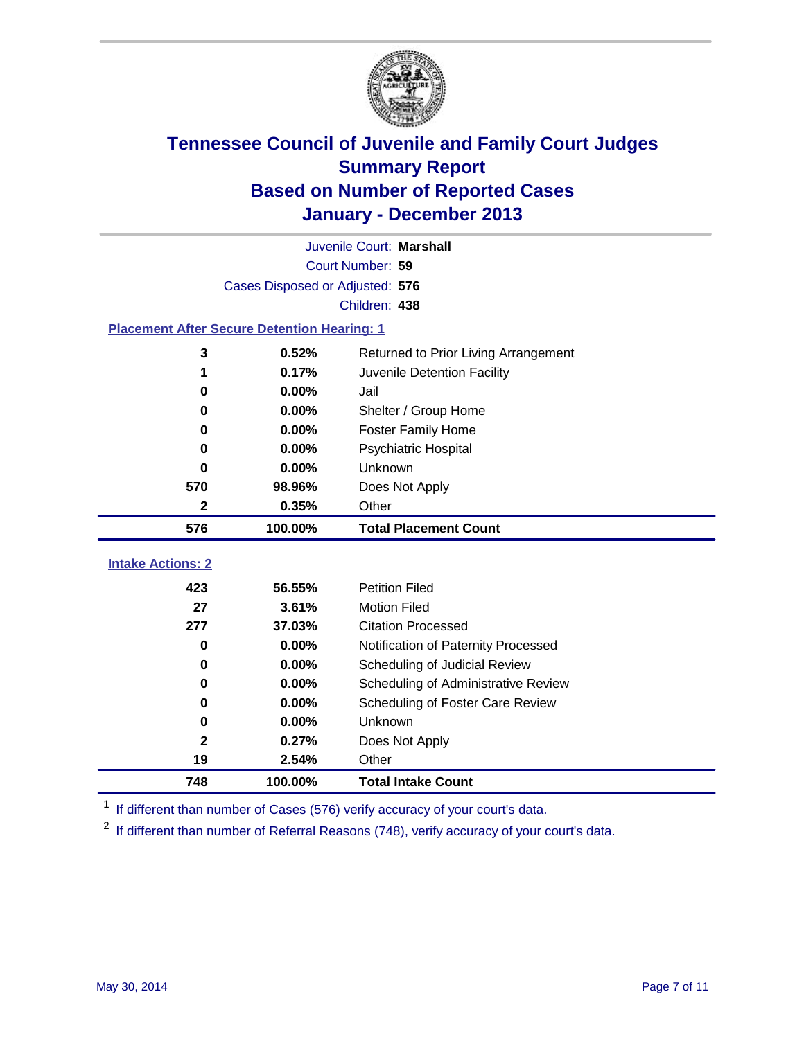# Tennessee Council of Juvenile and Family Court Judges
# Summary Report
# Based on Number of Reported Cases
# January - December 2013

Juvenile Court: **Marshall**

Court Number: **59**

Cases Disposed or Adjusted: **576**

Children: **438**

### Placement After Secure Detention Hearing: 1

| | | |
|---|---|---|
| 3 | 0.52% | Returned to Prior Living Arrangement |
| 1 | 0.17% | Juvenile Detention Facility |
| 0 | 0.00% | Jail |
| 0 | 0.00% | Shelter / Group Home |
| 0 | 0.00% | Foster Family Home |
| 0 | 0.00% | Psychiatric Hospital |
| 0 | 0.00% | Unknown |
| 570 | 98.96% | Does Not Apply |
| 2 | 0.35% | Other |
| **576** | **100.00%** | **Total Placement Count** |

### Intake Actions: 2

| | | |
|---|---|---|
| 423 | 56.55% | Petition Filed |
| 27 | 3.61% | Motion Filed |
| 277 | 37.03% | Citation Processed |
| 0 | 0.00% | Notification of Paternity Processed |
| 0 | 0.00% | Scheduling of Judicial Review |
| 0 | 0.00% | Scheduling of Administrative Review |
| 0 | 0.00% | Scheduling of Foster Care Review |
| 0 | 0.00% | Unknown |
| 2 | 0.27% | Does Not Apply |
| 19 | 2.54% | Other |
| **748** | **100.00%** | **Total Intake Count** |

[1] If different than number of Cases (576) verify accuracy of your court's data.

[2] If different than number of Referral Reasons (748), verify accuracy of your court's data.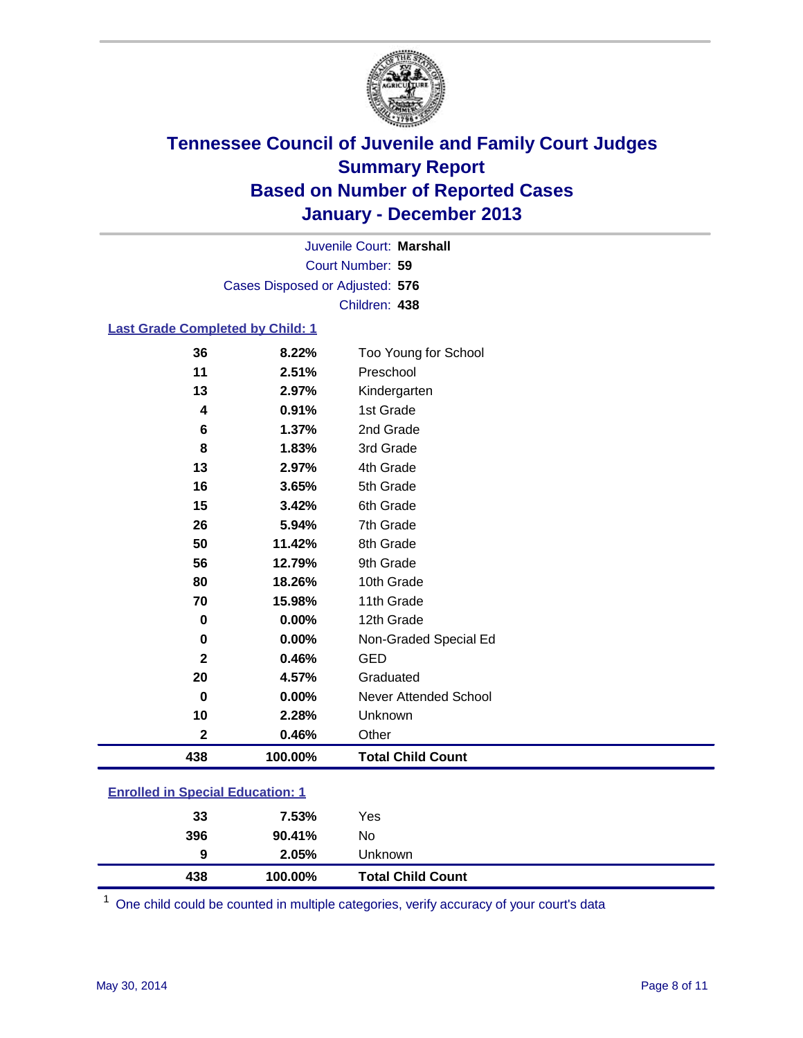# Tennessee Council of Juvenile and Family Court Judges
# Summary Report
# Based on Number of Reported Cases
# January - December 2013

Juvenile Court: **Marshall**
Court Number: **59**
Cases Disposed or Adjusted: **576**
Children: **438**

## Last Grade Completed by Child: 1

| Count | Percent | Category |
|---|---|---|
| 36 | 8.22% | Too Young for School |
| 11 | 2.51% | Preschool |
| 13 | 2.97% | Kindergarten |
| 4 | 0.91% | 1st Grade |
| 6 | 1.37% | 2nd Grade |
| 8 | 1.83% | 3rd Grade |
| 13 | 2.97% | 4th Grade |
| 16 | 3.65% | 5th Grade |
| 15 | 3.42% | 6th Grade |
| 26 | 5.94% | 7th Grade |
| 50 | 11.42% | 8th Grade |
| 56 | 12.79% | 9th Grade |
| 80 | 18.26% | 10th Grade |
| 70 | 15.98% | 11th Grade |
| 0 | 0.00% | 12th Grade |
| 0 | 0.00% | Non-Graded Special Ed |
| 2 | 0.46% | GED |
| 20 | 4.57% | Graduated |
| 0 | 0.00% | Never Attended School |
| 10 | 2.28% | Unknown |
| 2 | 0.46% | Other |
| **438** | **100.00%** | **Total Child Count** |

## Enrolled in Special Education: 1

| Count | Percent | Category |
|---|---|---|
| 33 | 7.53% | Yes |
| 396 | 90.41% | No |
| 9 | 2.05% | Unknown |
| **438** | **100.00%** | **Total Child Count** |

[1] One child could be counted in multiple categories, verify accuracy of your court's data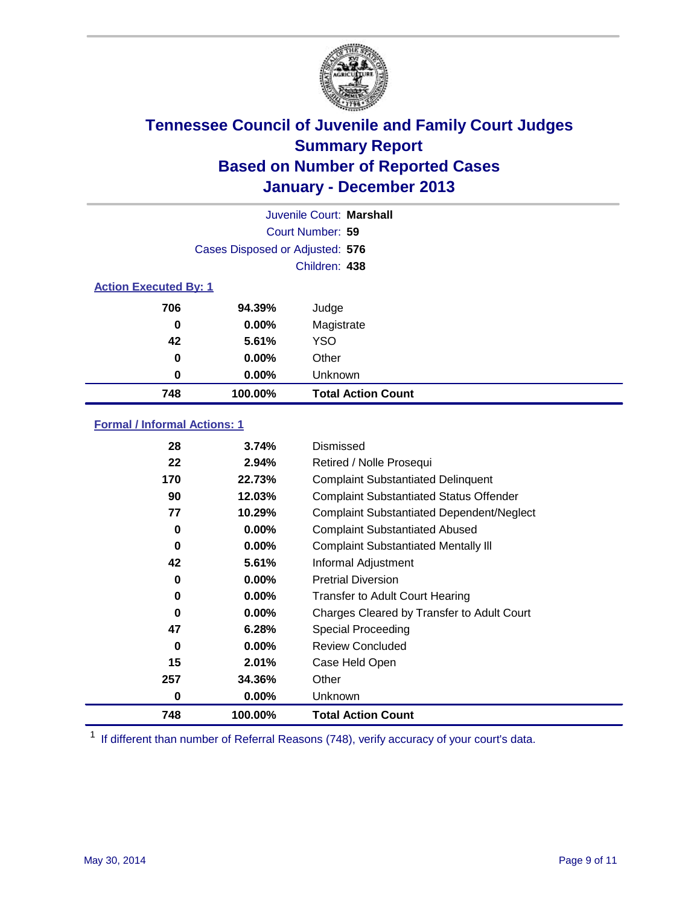# Tennessee Council of Juvenile and Family Court Judges
## Summary Report
## Based on Number of Reported Cases
## January - December 2013

Juvenile Court: **Marshall**
Court Number: **59**
Cases Disposed or Adjusted: **576**
Children: **438**

### Action Executed By: 1

| Count | Percent | Action |
|---|---|---|
| 706 | 94.39% | Judge |
| 0 | 0.00% | Magistrate |
| 42 | 5.61% | YSO |
| 0 | 0.00% | Other |
| 0 | 0.00% | Unknown |
| **748** | **100.00%** | **Total Action Count** |

### Formal / Informal Actions: 1

| Count | Percent | Action |
|---|---|---|
| 28 | 3.74% | Dismissed |
| 22 | 2.94% | Retired / Nolle Prosequi |
| 170 | 22.73% | Complaint Substantiated Delinquent |
| 90 | 12.03% | Complaint Substantiated Status Offender |
| 77 | 10.29% | Complaint Substantiated Dependent/Neglect |
| 0 | 0.00% | Complaint Substantiated Abused |
| 0 | 0.00% | Complaint Substantiated Mentally Ill |
| 42 | 5.61% | Informal Adjustment |
| 0 | 0.00% | Pretrial Diversion |
| 0 | 0.00% | Transfer to Adult Court Hearing |
| 0 | 0.00% | Charges Cleared by Transfer to Adult Court |
| 47 | 6.28% | Special Proceeding |
| 0 | 0.00% | Review Concluded |
| 15 | 2.01% | Case Held Open |
| 257 | 34.36% | Other |
| 0 | 0.00% | Unknown |
| **748** | **100.00%** | **Total Action Count** |

[1] If different than number of Referral Reasons (748), verify accuracy of your court's data.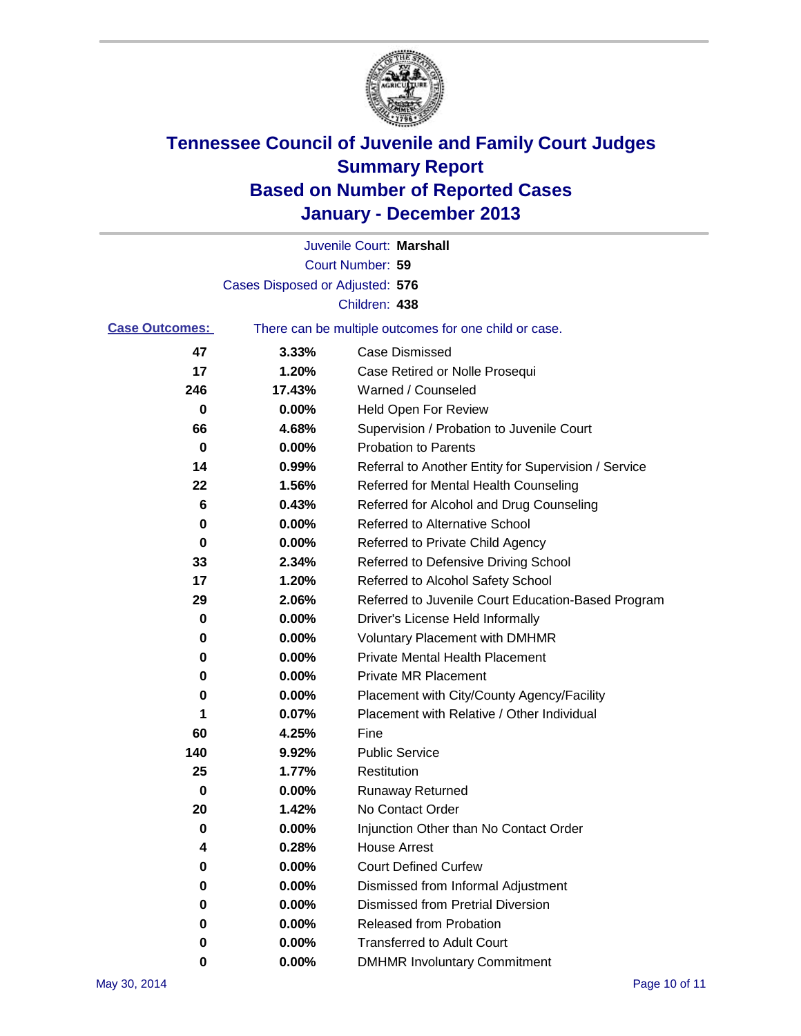# Tennessee Council of Juvenile and Family Court Judges
## Summary Report
## Based on Number of Reported Cases
## January - December 2013

Juvenile Court: **Marshall**

Court Number: **59**

Cases Disposed or Adjusted: **576**

Children: **438**

**Case Outcomes:** There can be multiple outcomes for one child or case.

| Count | Percent | Outcome |
|---|---|---|
| 47 | 3.33% | Case Dismissed |
| 17 | 1.20% | Case Retired or Nolle Prosequi |
| 246 | 17.43% | Warned / Counseled |
| 0 | 0.00% | Held Open For Review |
| 66 | 4.68% | Supervision / Probation to Juvenile Court |
| 0 | 0.00% | Probation to Parents |
| 14 | 0.99% | Referral to Another Entity for Supervision / Service |
| 22 | 1.56% | Referred for Mental Health Counseling |
| 6 | 0.43% | Referred for Alcohol and Drug Counseling |
| 0 | 0.00% | Referred to Alternative School |
| 0 | 0.00% | Referred to Private Child Agency |
| 33 | 2.34% | Referred to Defensive Driving School |
| 17 | 1.20% | Referred to Alcohol Safety School |
| 29 | 2.06% | Referred to Juvenile Court Education-Based Program |
| 0 | 0.00% | Driver's License Held Informally |
| 0 | 0.00% | Voluntary Placement with DMHMR |
| 0 | 0.00% | Private Mental Health Placement |
| 0 | 0.00% | Private MR Placement |
| 0 | 0.00% | Placement with City/County Agency/Facility |
| 1 | 0.07% | Placement with Relative / Other Individual |
| 60 | 4.25% | Fine |
| 140 | 9.92% | Public Service |
| 25 | 1.77% | Restitution |
| 0 | 0.00% | Runaway Returned |
| 20 | 1.42% | No Contact Order |
| 0 | 0.00% | Injunction Other than No Contact Order |
| 4 | 0.28% | House Arrest |
| 0 | 0.00% | Court Defined Curfew |
| 0 | 0.00% | Dismissed from Informal Adjustment |
| 0 | 0.00% | Dismissed from Pretrial Diversion |
| 0 | 0.00% | Released from Probation |
| 0 | 0.00% | Transferred to Adult Court |
| 0 | 0.00% | DMHMR Involuntary Commitment |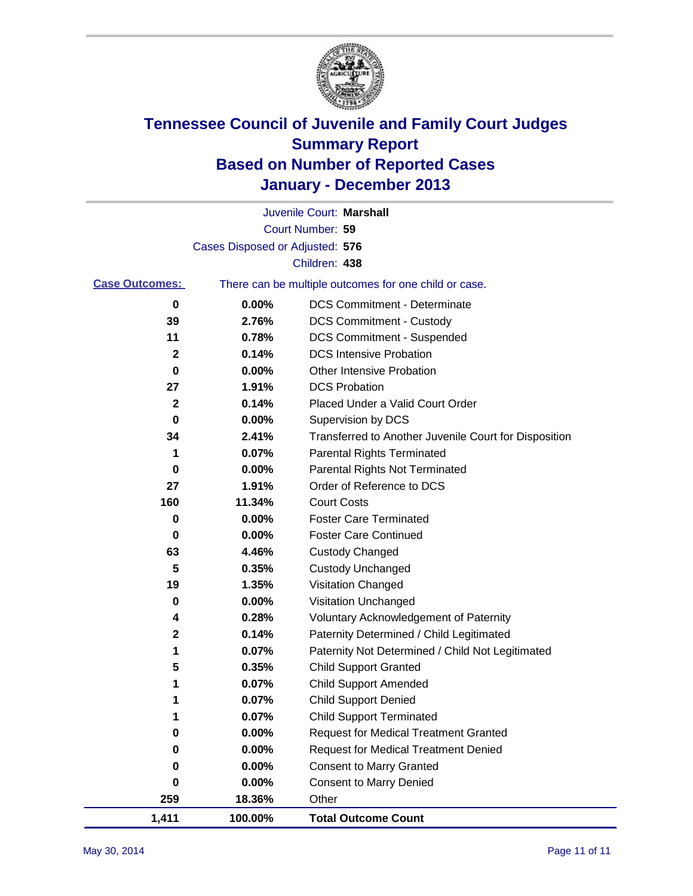# Tennessee Council of Juvenile and Family Court Judges
# Summary Report
# Based on Number of Reported Cases
# January - December 2013

Juvenile Court: **Marshall**

Court Number: **59**

Cases Disposed or Adjusted: **576**

Children: **438**

**Case Outcomes:** There can be multiple outcomes for one child or case.

| | | |
|---|---|---|
| **0** | **0.00%** | DCS Commitment - Determinate |
| **39** | **2.76%** | DCS Commitment - Custody |
| **11** | **0.78%** | DCS Commitment - Suspended |
| **2** | **0.14%** | DCS Intensive Probation |
| **0** | **0.00%** | Other Intensive Probation |
| **27** | **1.91%** | DCS Probation |
| **2** | **0.14%** | Placed Under a Valid Court Order |
| **0** | **0.00%** | Supervision by DCS |
| **34** | **2.41%** | Transferred to Another Juvenile Court for Disposition |
| **1** | **0.07%** | Parental Rights Terminated |
| **0** | **0.00%** | Parental Rights Not Terminated |
| **27** | **1.91%** | Order of Reference to DCS |
| **160** | **11.34%** | Court Costs |
| **0** | **0.00%** | Foster Care Terminated |
| **0** | **0.00%** | Foster Care Continued |
| **63** | **4.46%** | Custody Changed |
| **5** | **0.35%** | Custody Unchanged |
| **19** | **1.35%** | Visitation Changed |
| **0** | **0.00%** | Visitation Unchanged |
| **4** | **0.28%** | Voluntary Acknowledgement of Paternity |
| **2** | **0.14%** | Paternity Determined / Child Legitimated |
| **1** | **0.07%** | Paternity Not Determined / Child Not Legitimated |
| **5** | **0.35%** | Child Support Granted |
| **1** | **0.07%** | Child Support Amended |
| **1** | **0.07%** | Child Support Denied |
| **1** | **0.07%** | Child Support Terminated |
| **0** | **0.00%** | Request for Medical Treatment Granted |
| **0** | **0.00%** | Request for Medical Treatment Denied |
| **0** | **0.00%** | Consent to Marry Granted |
| **0** | **0.00%** | Consent to Marry Denied |
| **259** | **18.36%** | Other |
| **1,411** | **100.00%** | **Total Outcome Count** |

May 30, 2014